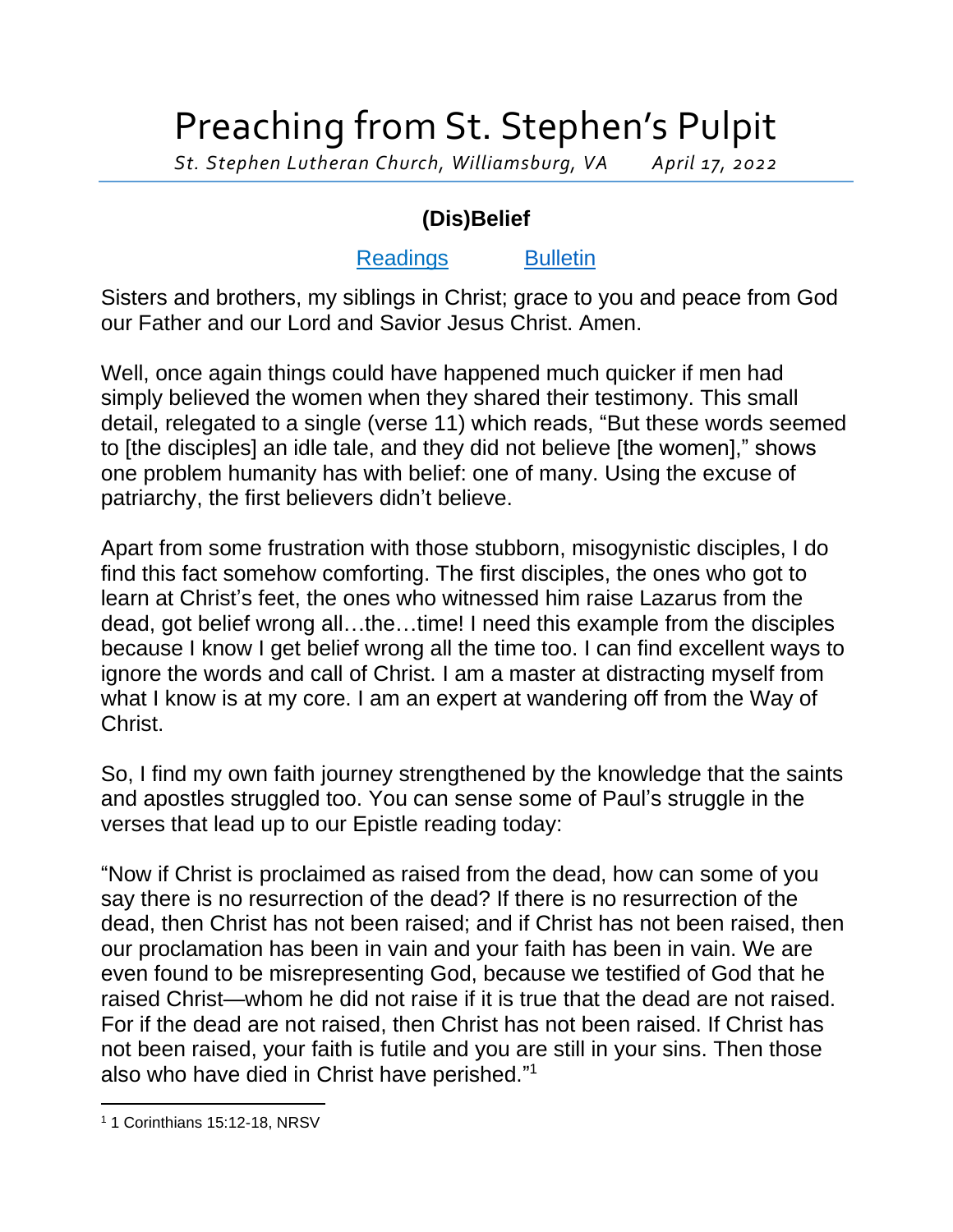# Preaching from St. Stephen's Pulpit

*St. Stephen Lutheran Church, Williamsburg, VA April 17, 2022*

## (Dis)Belief

Readings Bulletin

Sisters and brothers, my siblings in Christ; grace to you and peace from God our Father and our Lord and Savior Jesus Christ. Amen.

Well, once again things could have happened much quicker if men had simply believed the women when they shared their testimony. This small detail, relegated to a single (verse 11) which reads, "But these words seemed to [the disciples] an idle tale, and they did not believe [the women]," shows one problem humanity has with belief: one of many. Using the excuse of patriarchy, the first believers didn't believe.

Apart from some frustration with those stubborn, misogynistic disciples, I do find this fact somehow comforting. The first disciples, the ones who got to learn at Christ's feet, the ones who witnessed him raise Lazarus from the dead, got belief wrong all…the…time! I need this example from the disciples because I know I get belief wrong all the time too. I can find excellent ways to ignore the words and call of Christ. I am a master at distracting myself from what I know is at my core. I am an expert at wandering off from the Way of Christ.

So, I find my own faith journey strengthened by the knowledge that the saints and apostles struggled too. You can sense some of Paul's struggle in the verses that lead up to our Epistle reading today:

"Now if Christ is proclaimed as raised from the dead, how can some of you say there is no resurrection of the dead? If there is no resurrection of the dead, then Christ has not been raised; and if Christ has not been raised, then our proclamation has been in vain and your faith has been in vain. We are even found to be misrepresenting God, because we testified of God that he raised Christ—whom he did not raise if it is true that the dead are not raised. For if the dead are not raised, then Christ has not been raised. If Christ has not been raised, your faith is futile and you are still in your sins. Then those also who have died in Christ have perished."[1]

---

[1] 1 Corinthians 15:12-18, NRSV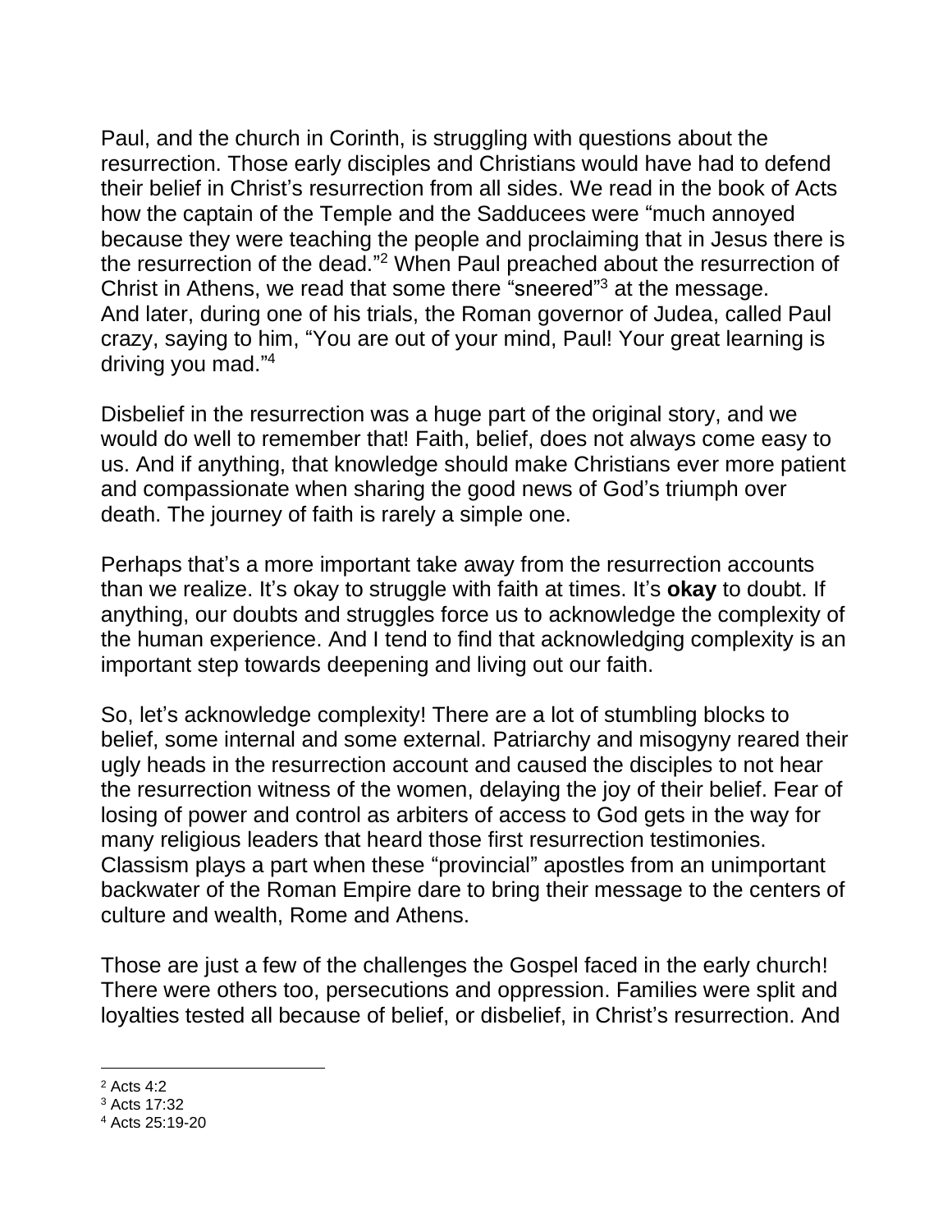Paul, and the church in Corinth, is struggling with questions about the resurrection. Those early disciples and Christians would have had to defend their belief in Christ's resurrection from all sides. We read in the book of Acts how the captain of the Temple and the Sadducees were "much annoyed because they were teaching the people and proclaiming that in Jesus there is the resurrection of the dead."[2] When Paul preached about the resurrection of Christ in Athens, we read that some there "sneered"[3] at the message. And later, during one of his trials, the Roman governor of Judea, called Paul crazy, saying to him, "You are out of your mind, Paul! Your great learning is driving you mad."[4]

Disbelief in the resurrection was a huge part of the original story, and we would do well to remember that! Faith, belief, does not always come easy to us. And if anything, that knowledge should make Christians ever more patient and compassionate when sharing the good news of God's triumph over death. The journey of faith is rarely a simple one.

Perhaps that's a more important take away from the resurrection accounts than we realize. It's okay to struggle with faith at times. It's **okay** to doubt. If anything, our doubts and struggles force us to acknowledge the complexity of the human experience. And I tend to find that acknowledging complexity is an important step towards deepening and living out our faith.

So, let's acknowledge complexity! There are a lot of stumbling blocks to belief, some internal and some external. Patriarchy and misogyny reared their ugly heads in the resurrection account and caused the disciples to not hear the resurrection witness of the women, delaying the joy of their belief. Fear of losing of power and control as arbiters of access to God gets in the way for many religious leaders that heard those first resurrection testimonies. Classism plays a part when these "provincial" apostles from an unimportant backwater of the Roman Empire dare to bring their message to the centers of culture and wealth, Rome and Athens.

Those are just a few of the challenges the Gospel faced in the early church! There were others too, persecutions and oppression. Families were split and loyalties tested all because of belief, or disbelief, in Christ's resurrection. And

---

[2] Acts 4:2

[3] Acts 17:32

[4] Acts 25:19-20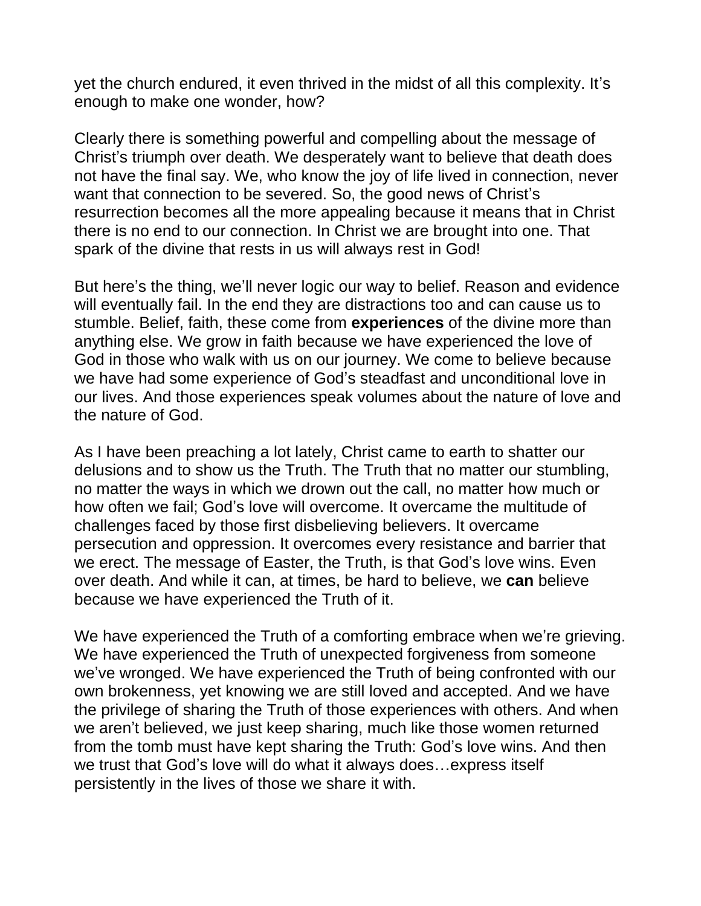yet the church endured, it even thrived in the midst of all this complexity. It's enough to make one wonder, how?

Clearly there is something powerful and compelling about the message of Christ's triumph over death. We desperately want to believe that death does not have the final say. We, who know the joy of life lived in connection, never want that connection to be severed. So, the good news of Christ's resurrection becomes all the more appealing because it means that in Christ there is no end to our connection. In Christ we are brought into one. That spark of the divine that rests in us will always rest in God!

But here's the thing, we'll never logic our way to belief. Reason and evidence will eventually fail. In the end they are distractions too and can cause us to stumble. Belief, faith, these come from **experiences** of the divine more than anything else. We grow in faith because we have experienced the love of God in those who walk with us on our journey. We come to believe because we have had some experience of God's steadfast and unconditional love in our lives. And those experiences speak volumes about the nature of love and the nature of God.

As I have been preaching a lot lately, Christ came to earth to shatter our delusions and to show us the Truth. The Truth that no matter our stumbling, no matter the ways in which we drown out the call, no matter how much or how often we fail; God's love will overcome. It overcame the multitude of challenges faced by those first disbelieving believers. It overcame persecution and oppression. It overcomes every resistance and barrier that we erect. The message of Easter, the Truth, is that God's love wins. Even over death. And while it can, at times, be hard to believe, we **can** believe because we have experienced the Truth of it.

We have experienced the Truth of a comforting embrace when we're grieving. We have experienced the Truth of unexpected forgiveness from someone we've wronged. We have experienced the Truth of being confronted with our own brokenness, yet knowing we are still loved and accepted. And we have the privilege of sharing the Truth of those experiences with others. And when we aren't believed, we just keep sharing, much like those women returned from the tomb must have kept sharing the Truth: God's love wins. And then we trust that God's love will do what it always does…express itself persistently in the lives of those we share it with.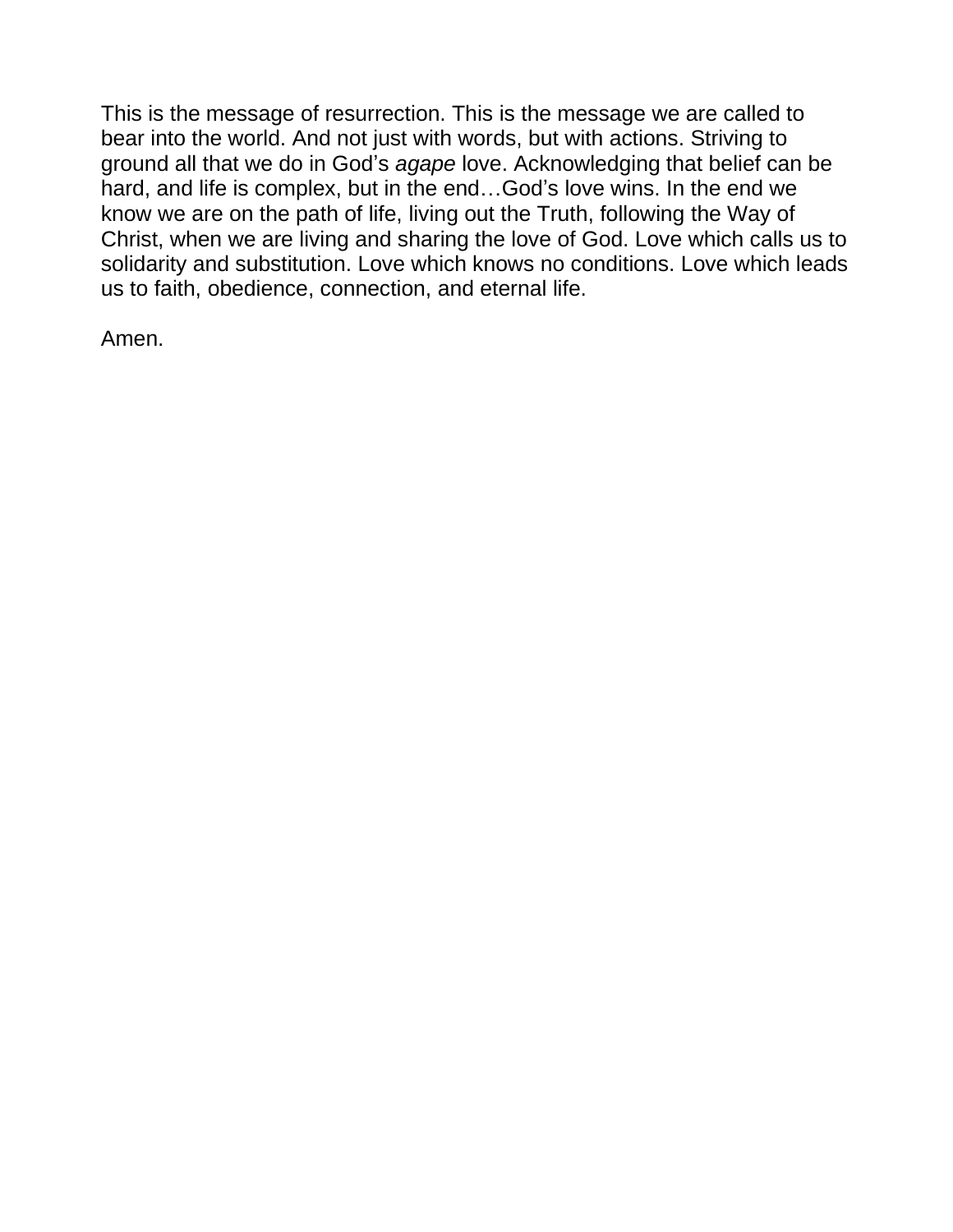This is the message of resurrection. This is the message we are called to bear into the world. And not just with words, but with actions. Striving to ground all that we do in God's *agape* love. Acknowledging that belief can be hard, and life is complex, but in the end…God's love wins. In the end we know we are on the path of life, living out the Truth, following the Way of Christ, when we are living and sharing the love of God. Love which calls us to solidarity and substitution. Love which knows no conditions. Love which leads us to faith, obedience, connection, and eternal life.

Amen.